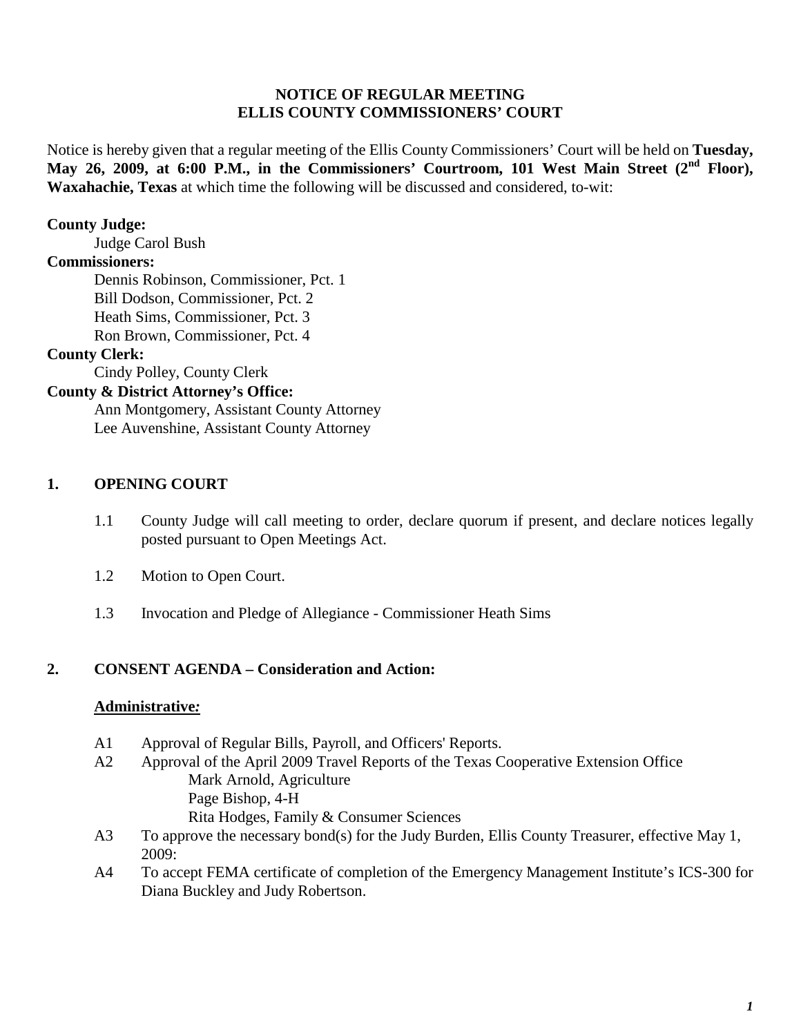# NOTICE OF REGULAR MEETING
# ELLIS COUNTY COMMISSIONERS' COURT

Notice is hereby given that a regular meeting of the Ellis County Commissioners' Court will be held on **Tuesday, May 26, 2009, at 6:00 P.M., in the Commissioners' Courtroom, 101 West Main Street (2nd Floor), Waxahachie, Texas** at which time the following will be discussed and considered, to-wit:

**County Judge:**
Judge Carol Bush

**Commissioners:**
Dennis Robinson, Commissioner, Pct. 1
Bill Dodson, Commissioner, Pct. 2
Heath Sims, Commissioner, Pct. 3
Ron Brown, Commissioner, Pct. 4

**County Clerk:**
Cindy Polley, County Clerk

**County & District Attorney's Office:**
Ann Montgomery, Assistant County Attorney
Lee Auvenshine, Assistant County Attorney

## 1. OPENING COURT

1.1 County Judge will call meeting to order, declare quorum if present, and declare notices legally posted pursuant to Open Meetings Act.

1.2 Motion to Open Court.

1.3 Invocation and Pledge of Allegiance - Commissioner Heath Sims

## 2. CONSENT AGENDA – Consideration and Action:

**Administrative:**

A1 Approval of Regular Bills, Payroll, and Officers' Reports.

A2 Approval of the April 2009 Travel Reports of the Texas Cooperative Extension Office
Mark Arnold, Agriculture
Page Bishop, 4-H
Rita Hodges, Family & Consumer Sciences

A3 To approve the necessary bond(s) for the Judy Burden, Ellis County Treasurer, effective May 1, 2009:

A4 To accept FEMA certificate of completion of the Emergency Management Institute's ICS-300 for Diana Buckley and Judy Robertson.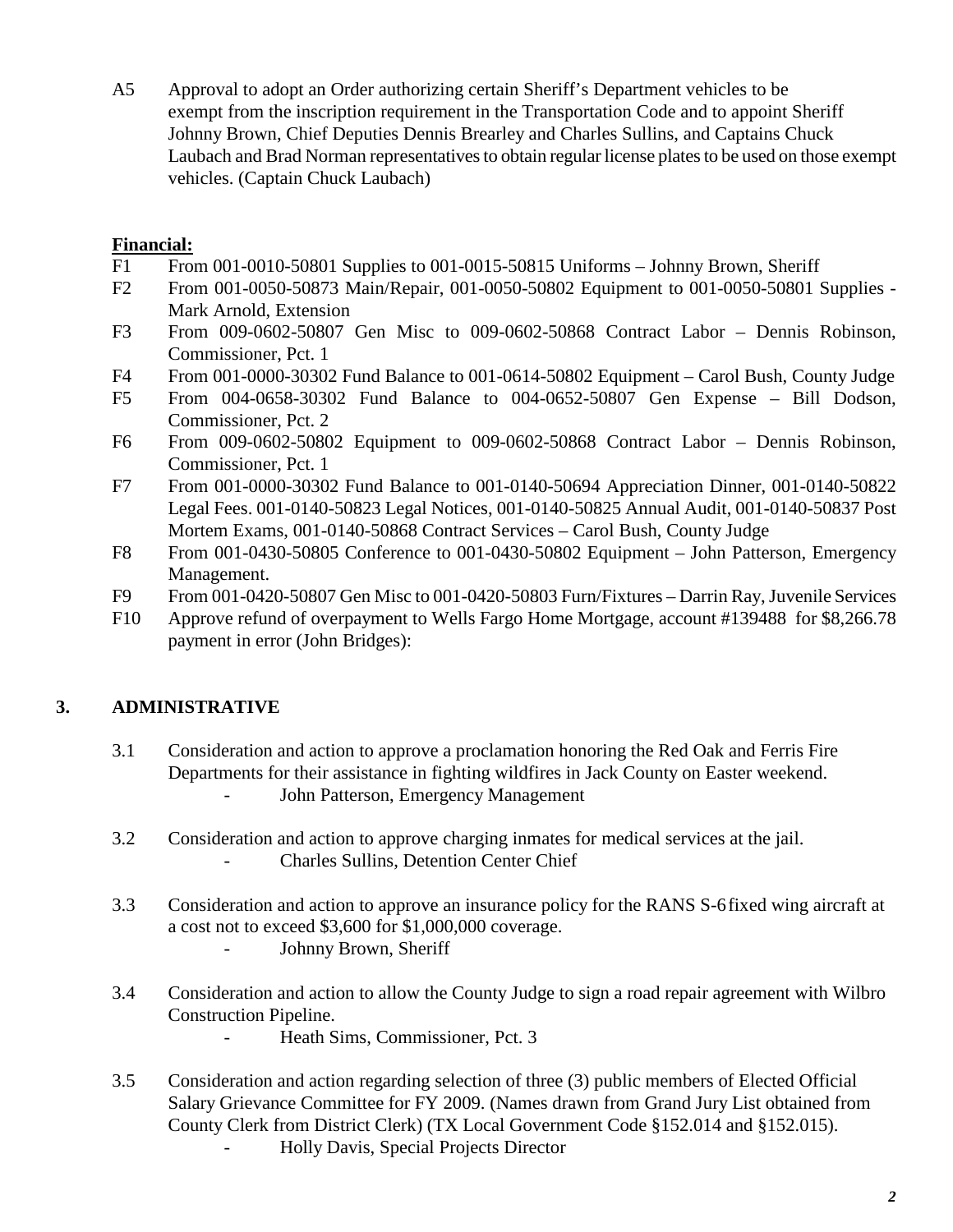A5 Approval to adopt an Order authorizing certain Sheriff's Department vehicles to be exempt from the inscription requirement in the Transportation Code and to appoint Sheriff Johnny Brown, Chief Deputies Dennis Brearley and Charles Sullins, and Captains Chuck Laubach and Brad Norman representatives to obtain regular license plates to be used on those exempt vehicles. (Captain Chuck Laubach)

**Financial:**

F1 From 001-0010-50801 Supplies to 001-0015-50815 Uniforms – Johnny Brown, Sheriff

F2 From 001-0050-50873 Main/Repair, 001-0050-50802 Equipment to 001-0050-50801 Supplies - Mark Arnold, Extension

F3 From 009-0602-50807 Gen Misc to 009-0602-50868 Contract Labor – Dennis Robinson, Commissioner, Pct. 1

F4 From 001-0000-30302 Fund Balance to 001-0614-50802 Equipment – Carol Bush, County Judge

F5 From 004-0658-30302 Fund Balance to 004-0652-50807 Gen Expense – Bill Dodson, Commissioner, Pct. 2

F6 From 009-0602-50802 Equipment to 009-0602-50868 Contract Labor – Dennis Robinson, Commissioner, Pct. 1

F7 From 001-0000-30302 Fund Balance to 001-0140-50694 Appreciation Dinner, 001-0140-50822 Legal Fees. 001-0140-50823 Legal Notices, 001-0140-50825 Annual Audit, 001-0140-50837 Post Mortem Exams, 001-0140-50868 Contract Services – Carol Bush, County Judge

F8 From 001-0430-50805 Conference to 001-0430-50802 Equipment – John Patterson, Emergency Management.

F9 From 001-0420-50807 Gen Misc to 001-0420-50803 Furn/Fixtures – Darrin Ray, Juvenile Services

F10 Approve refund of overpayment to Wells Fargo Home Mortgage, account #139488 for $8,266.78 payment in error (John Bridges):

## 3. ADMINISTRATIVE

3.1 Consideration and action to approve a proclamation honoring the Red Oak and Ferris Fire Departments for their assistance in fighting wildfires in Jack County on Easter weekend.
- John Patterson, Emergency Management

3.2 Consideration and action to approve charging inmates for medical services at the jail.
- Charles Sullins, Detention Center Chief

3.3 Consideration and action to approve an insurance policy for the RANS S-6 fixed wing aircraft at a cost not to exceed $3,600 for $1,000,000 coverage.
- Johnny Brown, Sheriff

3.4 Consideration and action to allow the County Judge to sign a road repair agreement with Wilbro Construction Pipeline.
- Heath Sims, Commissioner, Pct. 3

3.5 Consideration and action regarding selection of three (3) public members of Elected Official Salary Grievance Committee for FY 2009. (Names drawn from Grand Jury List obtained from County Clerk from District Clerk) (TX Local Government Code §152.014 and §152.015).
- Holly Davis, Special Projects Director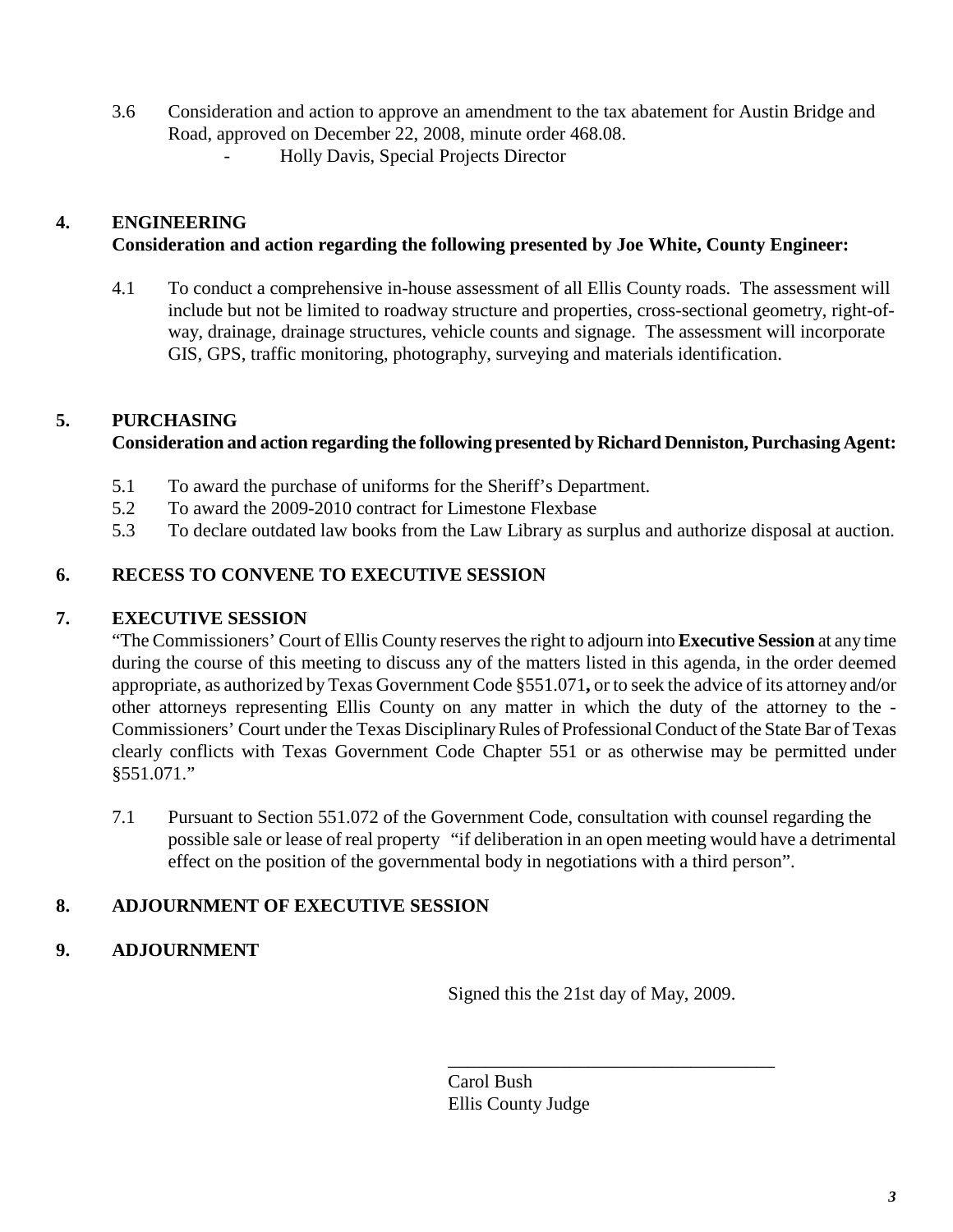3.6 Consideration and action to approve an amendment to the tax abatement for Austin Bridge and Road, approved on December 22, 2008, minute order 468.08.
- Holly Davis, Special Projects Director

## 4. ENGINEERING

**Consideration and action regarding the following presented by Joe White, County Engineer:**

4.1 To conduct a comprehensive in-house assessment of all Ellis County roads. The assessment will include but not be limited to roadway structure and properties, cross-sectional geometry, right-of-way, drainage, drainage structures, vehicle counts and signage. The assessment will incorporate GIS, GPS, traffic monitoring, photography, surveying and materials identification.

## 5. PURCHASING

**Consideration and action regarding the following presented by Richard Denniston, Purchasing Agent:**

5.1 To award the purchase of uniforms for the Sheriff's Department.
5.2 To award the 2009-2010 contract for Limestone Flexbase
5.3 To declare outdated law books from the Law Library as surplus and authorize disposal at auction.

## 6. RECESS TO CONVENE TO EXECUTIVE SESSION

## 7. EXECUTIVE SESSION

"The Commissioners' Court of Ellis County reserves the right to adjourn into **Executive Session** at any time during the course of this meeting to discuss any of the matters listed in this agenda, in the order deemed appropriate, as authorized by Texas Government Code §551.071**,** or to seek the advice of its attorney and/or other attorneys representing Ellis County on any matter in which the duty of the attorney to the - Commissioners' Court under the Texas Disciplinary Rules of Professional Conduct of the State Bar of Texas clearly conflicts with Texas Government Code Chapter 551 or as otherwise may be permitted under §551.071."

7.1 Pursuant to Section 551.072 of the Government Code, consultation with counsel regarding the possible sale or lease of real property "if deliberation in an open meeting would have a detrimental effect on the position of the governmental body in negotiations with a third person".

## 8. ADJOURNMENT OF EXECUTIVE SESSION

## 9. ADJOURNMENT

Signed this the 21st day of May, 2009.

\_\_\_\_\_\_\_\_\_\_\_\_\_\_\_\_\_\_\_\_\_\_\_\_\_\_\_\_\_\_\_\_\_\_\_

Carol Bush
Ellis County Judge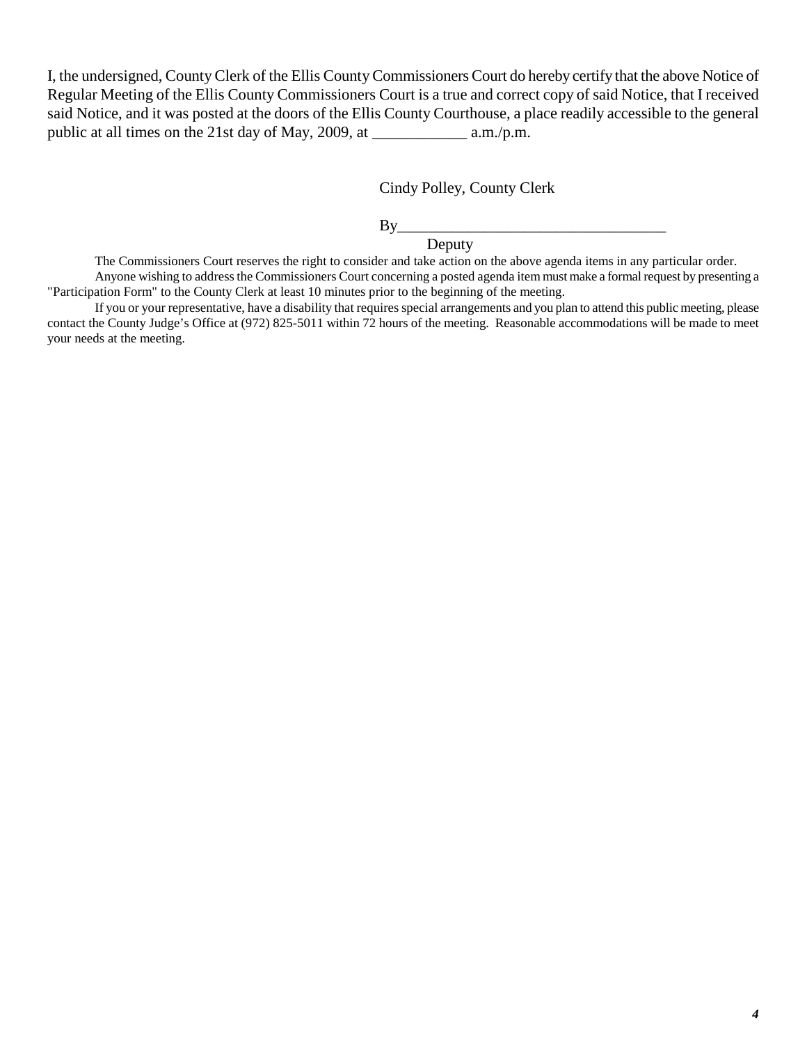I, the undersigned, County Clerk of the Ellis County Commissioners Court do hereby certify that the above Notice of Regular Meeting of the Ellis County Commissioners Court is a true and correct copy of said Notice, that I received said Notice, and it was posted at the doors of the Ellis County Courthouse, a place readily accessible to the general public at all times on the 21st day of May, 2009, at ____________ a.m./p.m.

Cindy Polley, County Clerk

By__________________________________

Deputy

The Commissioners Court reserves the right to consider and take action on the above agenda items in any particular order.

Anyone wishing to address the Commissioners Court concerning a posted agenda item must make a formal request by presenting a "Participation Form" to the County Clerk at least 10 minutes prior to the beginning of the meeting.

If you or your representative, have a disability that requires special arrangements and you plan to attend this public meeting, please contact the County Judge's Office at (972) 825-5011 within 72 hours of the meeting. Reasonable accommodations will be made to meet your needs at the meeting.